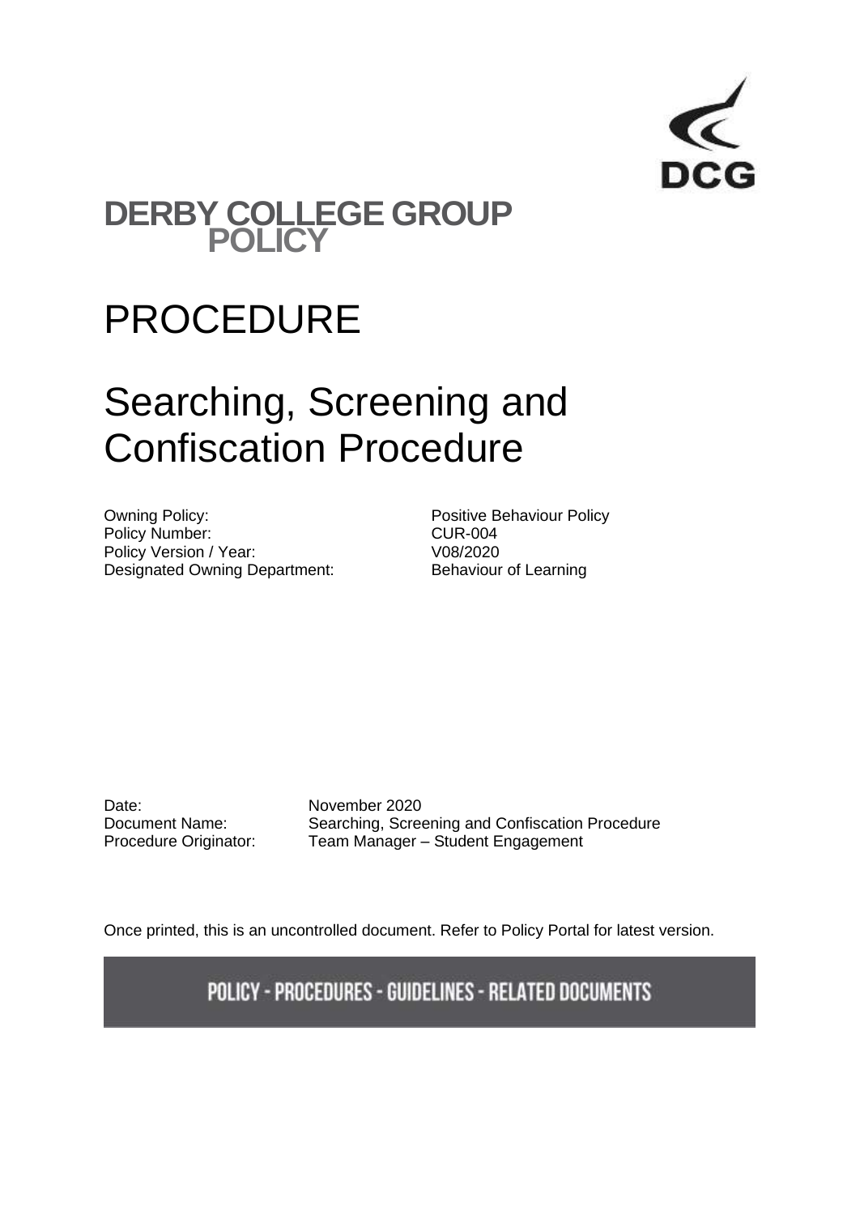DCG

# DERBY COLLEGE GROUP POLICY

# PROCEDURE

# Searching, Screening and Confiscation Procedure

| | |
|---|---|
| Owning Policy: | Positive Behaviour Policy |
| Policy Number: | CUR-004 |
| Policy Version / Year: | V08/2020 |
| Designated Owning Department: | Behaviour of Learning |

| | |
|---|---|
| Date: | November 2020 |
| Document Name: | Searching, Screening and Confiscation Procedure |
| Procedure Originator: | Team Manager – Student Engagement |

Once printed, this is an uncontrolled document. Refer to Policy Portal for latest version.

**POLICY - PROCEDURES - GUIDELINES - RELATED DOCUMENTS**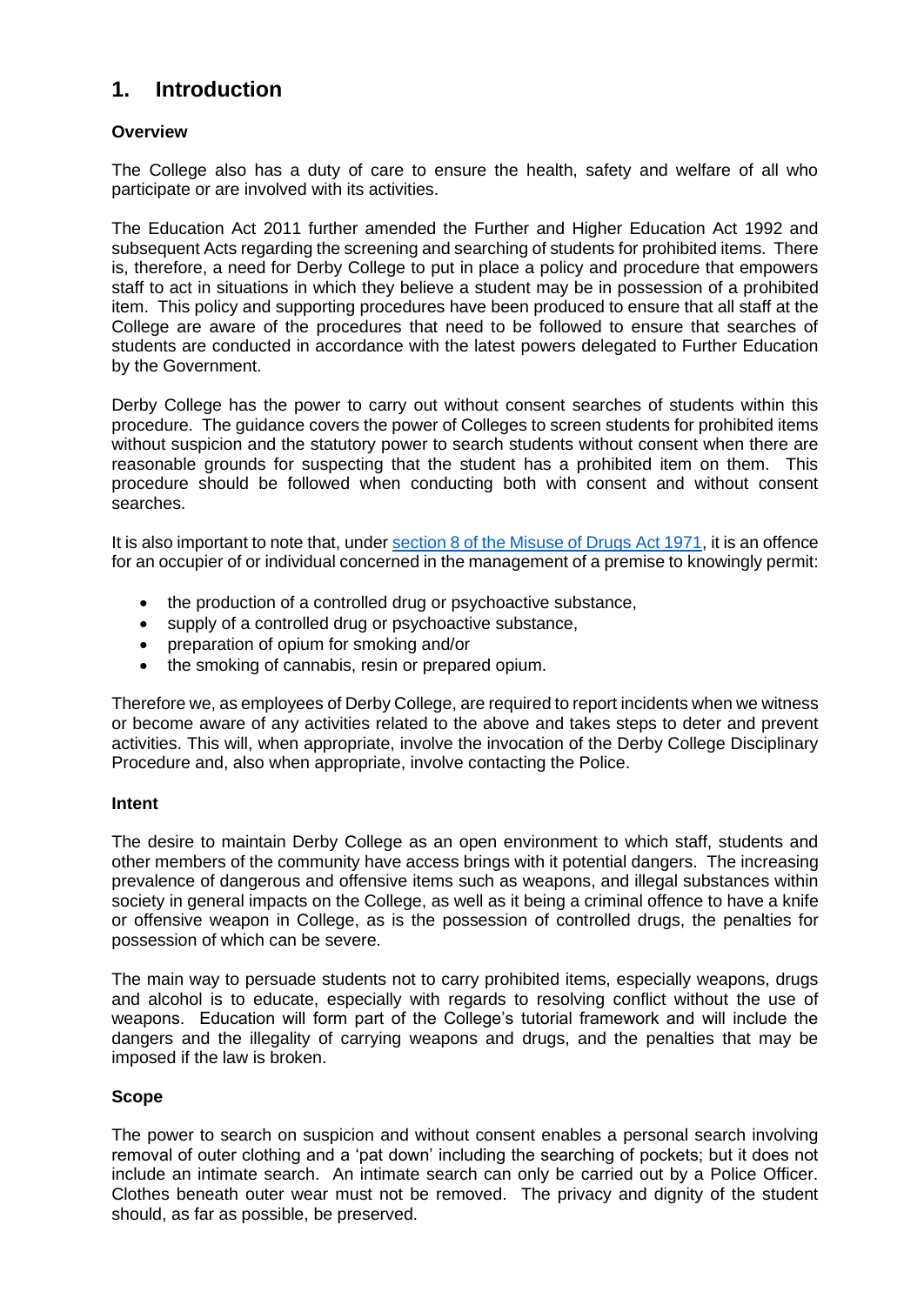# 1. Introduction

**Overview**

The College also has a duty of care to ensure the health, safety and welfare of all who participate or are involved with its activities.

The Education Act 2011 further amended the Further and Higher Education Act 1992 and subsequent Acts regarding the screening and searching of students for prohibited items. There is, therefore, a need for Derby College to put in place a policy and procedure that empowers staff to act in situations in which they believe a student may be in possession of a prohibited item. This policy and supporting procedures have been produced to ensure that all staff at the College are aware of the procedures that need to be followed to ensure that searches of students are conducted in accordance with the latest powers delegated to Further Education by the Government.

Derby College has the power to carry out without consent searches of students within this procedure. The guidance covers the power of Colleges to screen students for prohibited items without suspicion and the statutory power to search students without consent when there are reasonable grounds for suspecting that the student has a prohibited item on them. This procedure should be followed when conducting both with consent and without consent searches.

It is also important to note that, under section 8 of the Misuse of Drugs Act 1971, it is an offence for an occupier of or individual concerned in the management of a premise to knowingly permit:

- the production of a controlled drug or psychoactive substance,
- supply of a controlled drug or psychoactive substance,
- preparation of opium for smoking and/or
- the smoking of cannabis, resin or prepared opium.

Therefore we, as employees of Derby College, are required to report incidents when we witness or become aware of any activities related to the above and takes steps to deter and prevent activities. This will, when appropriate, involve the invocation of the Derby College Disciplinary Procedure and, also when appropriate, involve contacting the Police.

**Intent**

The desire to maintain Derby College as an open environment to which staff, students and other members of the community have access brings with it potential dangers. The increasing prevalence of dangerous and offensive items such as weapons, and illegal substances within society in general impacts on the College, as well as it being a criminal offence to have a knife or offensive weapon in College, as is the possession of controlled drugs, the penalties for possession of which can be severe.

The main way to persuade students not to carry prohibited items, especially weapons, drugs and alcohol is to educate, especially with regards to resolving conflict without the use of weapons. Education will form part of the College's tutorial framework and will include the dangers and the illegality of carrying weapons and drugs, and the penalties that may be imposed if the law is broken.

**Scope**

The power to search on suspicion and without consent enables a personal search involving removal of outer clothing and a 'pat down' including the searching of pockets; but it does not include an intimate search. An intimate search can only be carried out by a Police Officer. Clothes beneath outer wear must not be removed. The privacy and dignity of the student should, as far as possible, be preserved.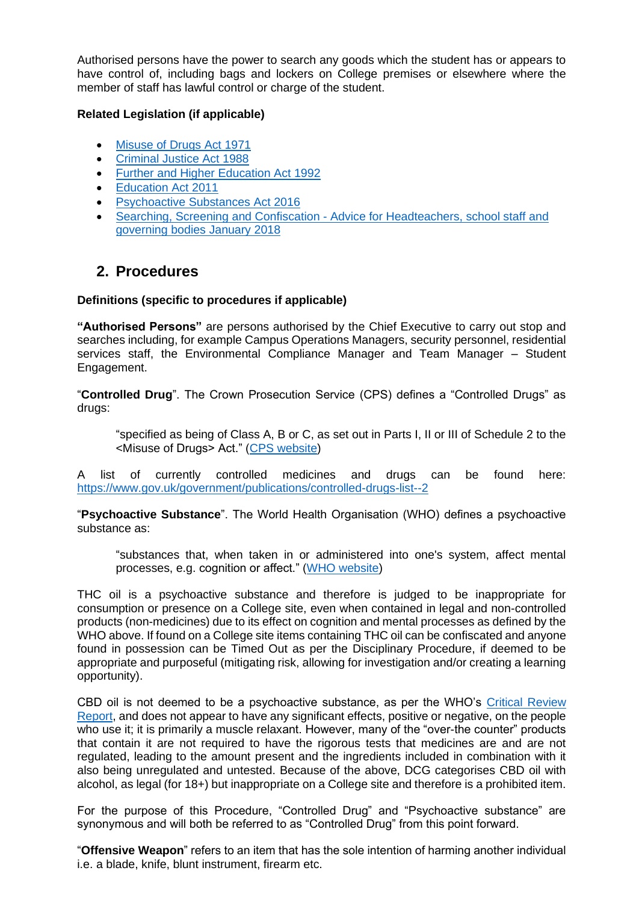Authorised persons have the power to search any goods which the student has or appears to have control of, including bags and lockers on College premises or elsewhere where the member of staff has lawful control or charge of the student.

**Related Legislation (if applicable)**

- Misuse of Drugs Act 1971
- Criminal Justice Act 1988
- Further and Higher Education Act 1992
- Education Act 2011
- Psychoactive Substances Act 2016
- Searching, Screening and Confiscation - Advice for Headteachers, school staff and governing bodies January 2018

## 2. Procedures

**Definitions (specific to procedures if applicable)**

**"Authorised Persons"** are persons authorised by the Chief Executive to carry out stop and searches including, for example Campus Operations Managers, security personnel, residential services staff, the Environmental Compliance Manager and Team Manager – Student Engagement.

"**Controlled Drug**". The Crown Prosecution Service (CPS) defines a "Controlled Drugs" as drugs:

> "specified as being of Class A, B or C, as set out in Parts I, II or III of Schedule 2 to the <Misuse of Drugs> Act." (CPS website)

A list of currently controlled medicines and drugs can be found here: https://www.gov.uk/government/publications/controlled-drugs-list--2

"**Psychoactive Substance**". The World Health Organisation (WHO) defines a psychoactive substance as:

> "substances that, when taken in or administered into one's system, affect mental processes, e.g. cognition or affect." (WHO website)

THC oil is a psychoactive substance and therefore is judged to be inappropriate for consumption or presence on a College site, even when contained in legal and non-controlled products (non-medicines) due to its effect on cognition and mental processes as defined by the WHO above. If found on a College site items containing THC oil can be confiscated and anyone found in possession can be Timed Out as per the Disciplinary Procedure, if deemed to be appropriate and purposeful (mitigating risk, allowing for investigation and/or creating a learning opportunity).

CBD oil is not deemed to be a psychoactive substance, as per the WHO's Critical Review Report, and does not appear to have any significant effects, positive or negative, on the people who use it; it is primarily a muscle relaxant. However, many of the "over-the counter" products that contain it are not required to have the rigorous tests that medicines are and are not regulated, leading to the amount present and the ingredients included in combination with it also being unregulated and untested. Because of the above, DCG categorises CBD oil with alcohol, as legal (for 18+) but inappropriate on a College site and therefore is a prohibited item.

For the purpose of this Procedure, "Controlled Drug" and "Psychoactive substance" are synonymous and will both be referred to as "Controlled Drug" from this point forward.

"**Offensive Weapon**" refers to an item that has the sole intention of harming another individual i.e. a blade, knife, blunt instrument, firearm etc.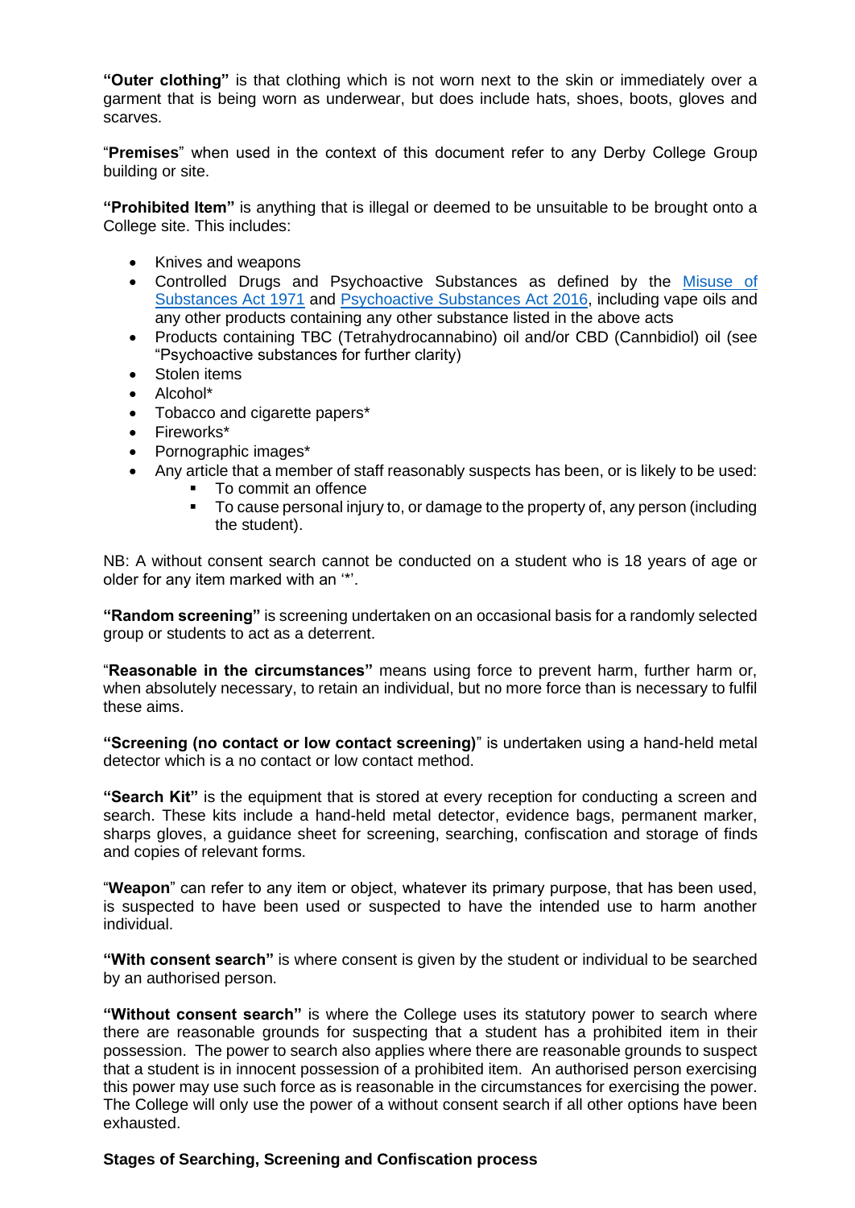**"Outer clothing"** is that clothing which is not worn next to the skin or immediately over a garment that is being worn as underwear, but does include hats, shoes, boots, gloves and scarves.

"**Premises**" when used in the context of this document refer to any Derby College Group building or site.

**"Prohibited Item"** is anything that is illegal or deemed to be unsuitable to be brought onto a College site. This includes:

- Knives and weapons
- Controlled Drugs and Psychoactive Substances as defined by the [Misuse of Substances Act 1971](#) and [Psychoactive Substances Act 2016](#), including vape oils and any other products containing any other substance listed in the above acts
- Products containing TBC (Tetrahydrocannabino) oil and/or CBD (Cannbidiol) oil (see "Psychoactive substances for further clarity)
- Stolen items
- Alcohol*
- Tobacco and cigarette papers*
- Fireworks*
- Pornographic images*
- Any article that a member of staff reasonably suspects has been, or is likely to be used:
  - To commit an offence
  - To cause personal injury to, or damage to the property of, any person (including the student).

NB: A without consent search cannot be conducted on a student who is 18 years of age or older for any item marked with an '*'.

**"Random screening"** is screening undertaken on an occasional basis for a randomly selected group or students to act as a deterrent.

"**Reasonable in the circumstances"** means using force to prevent harm, further harm or, when absolutely necessary, to retain an individual, but no more force than is necessary to fulfil these aims.

**"Screening (no contact or low contact screening)**" is undertaken using a hand-held metal detector which is a no contact or low contact method.

**"Search Kit"** is the equipment that is stored at every reception for conducting a screen and search. These kits include a hand-held metal detector, evidence bags, permanent marker, sharps gloves, a guidance sheet for screening, searching, confiscation and storage of finds and copies of relevant forms.

"**Weapon**" can refer to any item or object, whatever its primary purpose, that has been used, is suspected to have been used or suspected to have the intended use to harm another individual.

**"With consent search"** is where consent is given by the student or individual to be searched by an authorised person.

**"Without consent search"** is where the College uses its statutory power to search where there are reasonable grounds for suspecting that a student has a prohibited item in their possession. The power to search also applies where there are reasonable grounds to suspect that a student is in innocent possession of a prohibited item. An authorised person exercising this power may use such force as is reasonable in the circumstances for exercising the power. The College will only use the power of a without consent search if all other options have been exhausted.

**Stages of Searching, Screening and Confiscation process**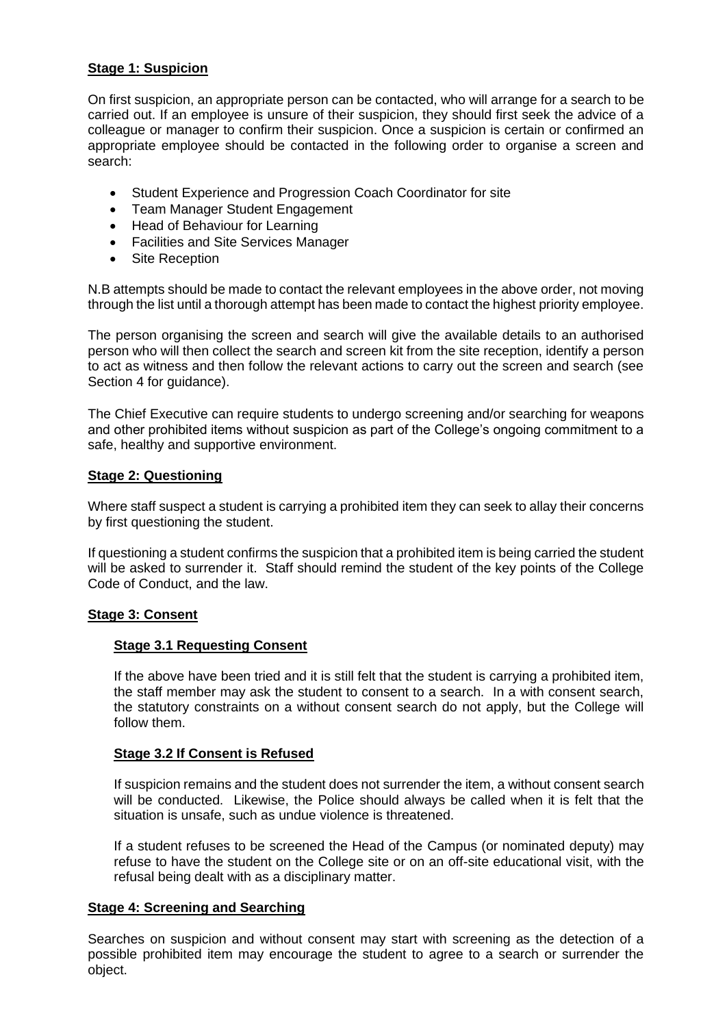**Stage 1: Suspicion**

On first suspicion, an appropriate person can be contacted, who will arrange for a search to be carried out. If an employee is unsure of their suspicion, they should first seek the advice of a colleague or manager to confirm their suspicion. Once a suspicion is certain or confirmed an appropriate employee should be contacted in the following order to organise a screen and search:

- Student Experience and Progression Coach Coordinator for site
- Team Manager Student Engagement
- Head of Behaviour for Learning
- Facilities and Site Services Manager
- Site Reception

N.B attempts should be made to contact the relevant employees in the above order, not moving through the list until a thorough attempt has been made to contact the highest priority employee.

The person organising the screen and search will give the available details to an authorised person who will then collect the search and screen kit from the site reception, identify a person to act as witness and then follow the relevant actions to carry out the screen and search (see Section 4 for guidance).

The Chief Executive can require students to undergo screening and/or searching for weapons and other prohibited items without suspicion as part of the College's ongoing commitment to a safe, healthy and supportive environment.

**Stage 2: Questioning**

Where staff suspect a student is carrying a prohibited item they can seek to allay their concerns by first questioning the student.

If questioning a student confirms the suspicion that a prohibited item is being carried the student will be asked to surrender it. Staff should remind the student of the key points of the College Code of Conduct, and the law.

**Stage 3: Consent**

**Stage 3.1 Requesting Consent**

If the above have been tried and it is still felt that the student is carrying a prohibited item, the staff member may ask the student to consent to a search. In a with consent search, the statutory constraints on a without consent search do not apply, but the College will follow them.

**Stage 3.2 If Consent is Refused**

If suspicion remains and the student does not surrender the item, a without consent search will be conducted. Likewise, the Police should always be called when it is felt that the situation is unsafe, such as undue violence is threatened.

If a student refuses to be screened the Head of the Campus (or nominated deputy) may refuse to have the student on the College site or on an off-site educational visit, with the refusal being dealt with as a disciplinary matter.

**Stage 4: Screening and Searching**

Searches on suspicion and without consent may start with screening as the detection of a possible prohibited item may encourage the student to agree to a search or surrender the object.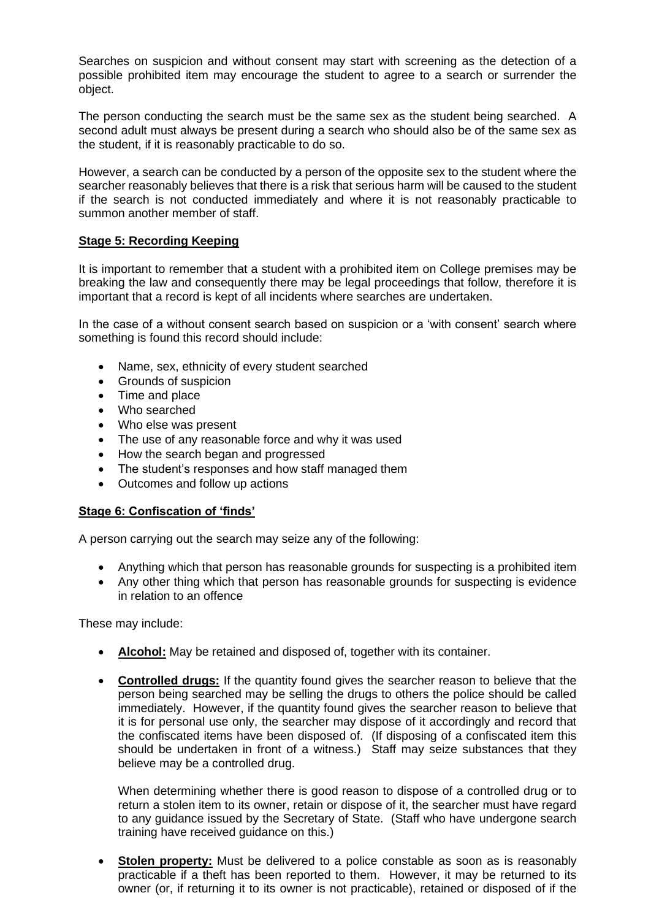Searches on suspicion and without consent may start with screening as the detection of a possible prohibited item may encourage the student to agree to a search or surrender the object.

The person conducting the search must be the same sex as the student being searched. A second adult must always be present during a search who should also be of the same sex as the student, if it is reasonably practicable to do so.

However, a search can be conducted by a person of the opposite sex to the student where the searcher reasonably believes that there is a risk that serious harm will be caused to the student if the search is not conducted immediately and where it is not reasonably practicable to summon another member of staff.

**Stage 5: Recording Keeping**

It is important to remember that a student with a prohibited item on College premises may be breaking the law and consequently there may be legal proceedings that follow, therefore it is important that a record is kept of all incidents where searches are undertaken.

In the case of a without consent search based on suspicion or a 'with consent' search where something is found this record should include:

- Name, sex, ethnicity of every student searched
- Grounds of suspicion
- Time and place
- Who searched
- Who else was present
- The use of any reasonable force and why it was used
- How the search began and progressed
- The student's responses and how staff managed them
- Outcomes and follow up actions

**Stage 6: Confiscation of 'finds'**

A person carrying out the search may seize any of the following:

- Anything which that person has reasonable grounds for suspecting is a prohibited item
- Any other thing which that person has reasonable grounds for suspecting is evidence in relation to an offence

These may include:

- **Alcohol:** May be retained and disposed of, together with its container.

- **Controlled drugs:** If the quantity found gives the searcher reason to believe that the person being searched may be selling the drugs to others the police should be called immediately. However, if the quantity found gives the searcher reason to believe that it is for personal use only, the searcher may dispose of it accordingly and record that the confiscated items have been disposed of. (If disposing of a confiscated item this should be undertaken in front of a witness.) Staff may seize substances that they believe may be a controlled drug.

  When determining whether there is good reason to dispose of a controlled drug or to return a stolen item to its owner, retain or dispose of it, the searcher must have regard to any guidance issued by the Secretary of State. (Staff who have undergone search training have received guidance on this.)

- **Stolen property:** Must be delivered to a police constable as soon as is reasonably practicable if a theft has been reported to them. However, it may be returned to its owner (or, if returning it to its owner is not practicable), retained or disposed of if the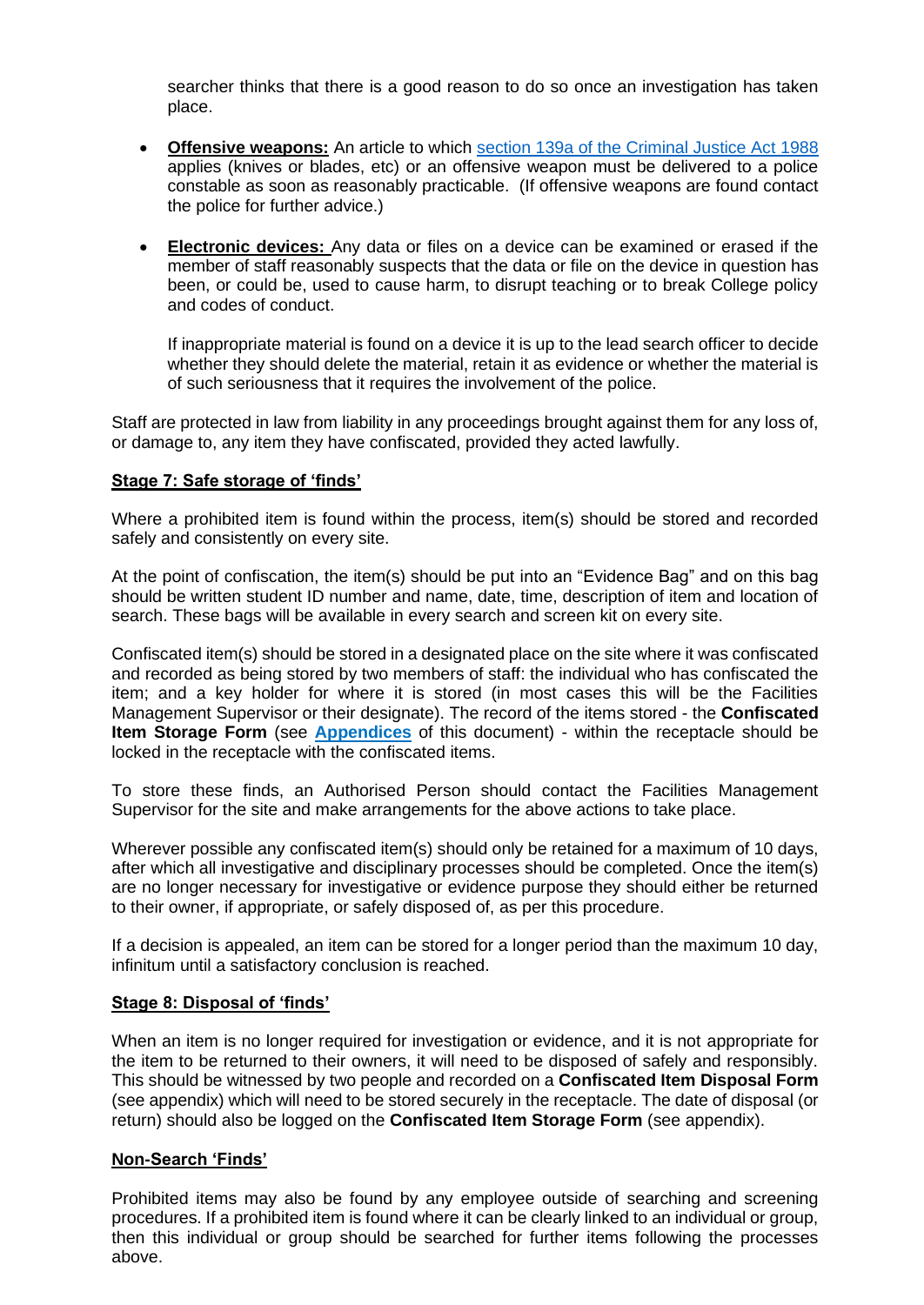searcher thinks that there is a good reason to do so once an investigation has taken place.

- **Offensive weapons:** An article to which section 139a of the Criminal Justice Act 1988 applies (knives or blades, etc) or an offensive weapon must be delivered to a police constable as soon as reasonably practicable. (If offensive weapons are found contact the police for further advice.)

- **Electronic devices:** Any data or files on a device can be examined or erased if the member of staff reasonably suspects that the data or file on the device in question has been, or could be, used to cause harm, to disrupt teaching or to break College policy and codes of conduct.

  If inappropriate material is found on a device it is up to the lead search officer to decide whether they should delete the material, retain it as evidence or whether the material is of such seriousness that it requires the involvement of the police.

Staff are protected in law from liability in any proceedings brought against them for any loss of, or damage to, any item they have confiscated, provided they acted lawfully.

**Stage 7: Safe storage of 'finds'**

Where a prohibited item is found within the process, item(s) should be stored and recorded safely and consistently on every site.

At the point of confiscation, the item(s) should be put into an "Evidence Bag" and on this bag should be written student ID number and name, date, time, description of item and location of search. These bags will be available in every search and screen kit on every site.

Confiscated item(s) should be stored in a designated place on the site where it was confiscated and recorded as being stored by two members of staff: the individual who has confiscated the item; and a key holder for where it is stored (in most cases this will be the Facilities Management Supervisor or their designate). The record of the items stored - the **Confiscated Item Storage Form** (see **Appendices** of this document) - within the receptacle should be locked in the receptacle with the confiscated items.

To store these finds, an Authorised Person should contact the Facilities Management Supervisor for the site and make arrangements for the above actions to take place.

Wherever possible any confiscated item(s) should only be retained for a maximum of 10 days, after which all investigative and disciplinary processes should be completed. Once the item(s) are no longer necessary for investigative or evidence purpose they should either be returned to their owner, if appropriate, or safely disposed of, as per this procedure.

If a decision is appealed, an item can be stored for a longer period than the maximum 10 day, infinitum until a satisfactory conclusion is reached.

**Stage 8: Disposal of 'finds'**

When an item is no longer required for investigation or evidence, and it is not appropriate for the item to be returned to their owners, it will need to be disposed of safely and responsibly. This should be witnessed by two people and recorded on a **Confiscated Item Disposal Form** (see appendix) which will need to be stored securely in the receptacle. The date of disposal (or return) should also be logged on the **Confiscated Item Storage Form** (see appendix).

**Non-Search 'Finds'**

Prohibited items may also be found by any employee outside of searching and screening procedures. If a prohibited item is found where it can be clearly linked to an individual or group, then this individual or group should be searched for further items following the processes above.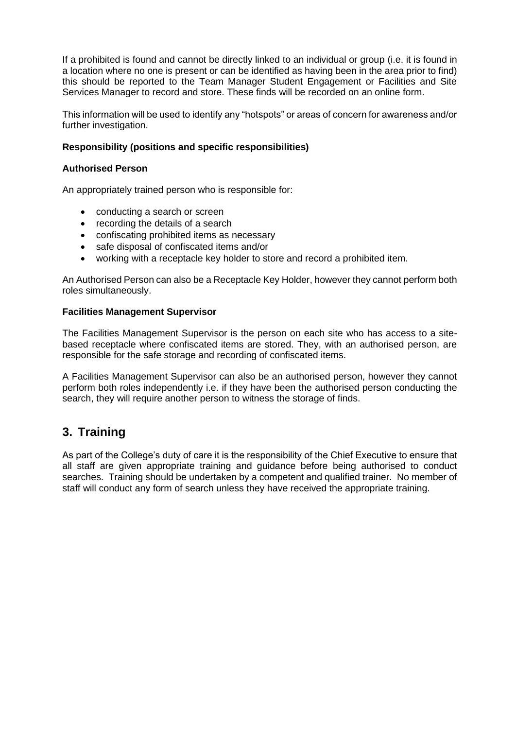If a prohibited is found and cannot be directly linked to an individual or group (i.e. it is found in a location where no one is present or can be identified as having been in the area prior to find) this should be reported to the Team Manager Student Engagement or Facilities and Site Services Manager to record and store. These finds will be recorded on an online form.

This information will be used to identify any "hotspots" or areas of concern for awareness and/or further investigation.

**Responsibility (positions and specific responsibilities)**

**Authorised Person**

An appropriately trained person who is responsible for:

- conducting a search or screen
- recording the details of a search
- confiscating prohibited items as necessary
- safe disposal of confiscated items and/or
- working with a receptacle key holder to store and record a prohibited item.

An Authorised Person can also be a Receptacle Key Holder, however they cannot perform both roles simultaneously.

**Facilities Management Supervisor**

The Facilities Management Supervisor is the person on each site who has access to a site-based receptacle where confiscated items are stored. They, with an authorised person, are responsible for the safe storage and recording of confiscated items.

A Facilities Management Supervisor can also be an authorised person, however they cannot perform both roles independently i.e. if they have been the authorised person conducting the search, they will require another person to witness the storage of finds.

## 3. Training

As part of the College's duty of care it is the responsibility of the Chief Executive to ensure that all staff are given appropriate training and guidance before being authorised to conduct searches. Training should be undertaken by a competent and qualified trainer. No member of staff will conduct any form of search unless they have received the appropriate training.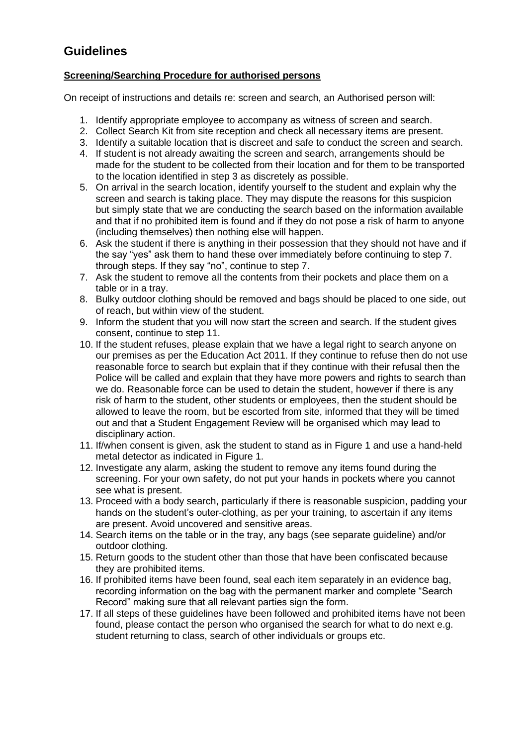## Guidelines

**Screening/Searching Procedure for authorised persons**

On receipt of instructions and details re: screen and search, an Authorised person will:

1. Identify appropriate employee to accompany as witness of screen and search.
2. Collect Search Kit from site reception and check all necessary items are present.
3. Identify a suitable location that is discreet and safe to conduct the screen and search.
4. If student is not already awaiting the screen and search, arrangements should be made for the student to be collected from their location and for them to be transported to the location identified in step 3 as discretely as possible.
5. On arrival in the search location, identify yourself to the student and explain why the screen and search is taking place. They may dispute the reasons for this suspicion but simply state that we are conducting the search based on the information available and that if no prohibited item is found and if they do not pose a risk of harm to anyone (including themselves) then nothing else will happen.
6. Ask the student if there is anything in their possession that they should not have and if the say "yes" ask them to hand these over immediately before continuing to step 7. through steps. If they say "no", continue to step 7.
7. Ask the student to remove all the contents from their pockets and place them on a table or in a tray.
8. Bulky outdoor clothing should be removed and bags should be placed to one side, out of reach, but within view of the student.
9. Inform the student that you will now start the screen and search. If the student gives consent, continue to step 11.
10. If the student refuses, please explain that we have a legal right to search anyone on our premises as per the Education Act 2011. If they continue to refuse then do not use reasonable force to search but explain that if they continue with their refusal then the Police will be called and explain that they have more powers and rights to search than we do. Reasonable force can be used to detain the student, however if there is any risk of harm to the student, other students or employees, then the student should be allowed to leave the room, but be escorted from site, informed that they will be timed out and that a Student Engagement Review will be organised which may lead to disciplinary action.
11. If/when consent is given, ask the student to stand as in Figure 1 and use a hand-held metal detector as indicated in Figure 1.
12. Investigate any alarm, asking the student to remove any items found during the screening. For your own safety, do not put your hands in pockets where you cannot see what is present.
13. Proceed with a body search, particularly if there is reasonable suspicion, padding your hands on the student's outer-clothing, as per your training, to ascertain if any items are present. Avoid uncovered and sensitive areas.
14. Search items on the table or in the tray, any bags (see separate guideline) and/or outdoor clothing.
15. Return goods to the student other than those that have been confiscated because they are prohibited items.
16. If prohibited items have been found, seal each item separately in an evidence bag, recording information on the bag with the permanent marker and complete "Search Record" making sure that all relevant parties sign the form.
17. If all steps of these guidelines have been followed and prohibited items have not been found, please contact the person who organised the search for what to do next e.g. student returning to class, search of other individuals or groups etc.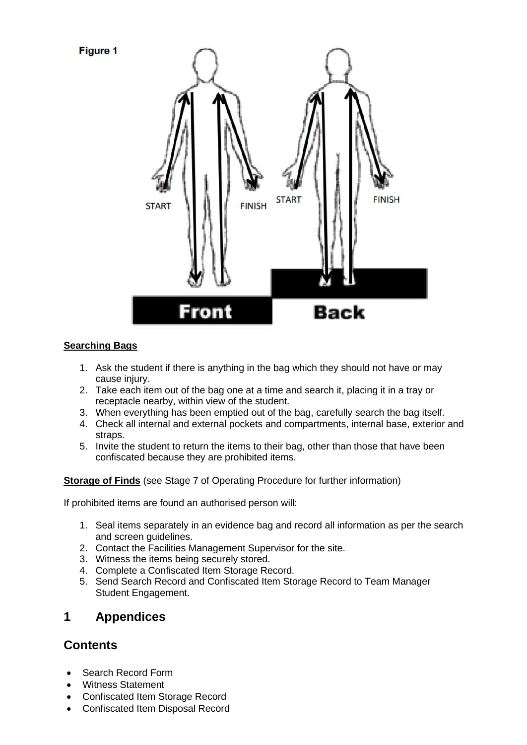**Figure 1**

START FINISH START FINISH

Front Back

**Searching Bags**

1. Ask the student if there is anything in the bag which they should not have or may cause injury.
2. Take each item out of the bag one at a time and search it, placing it in a tray or receptacle nearby, within view of the student.
3. When everything has been emptied out of the bag, carefully search the bag itself.
4. Check all internal and external pockets and compartments, internal base, exterior and straps.
5. Invite the student to return the items to their bag, other than those that have been confiscated because they are prohibited items.

**Storage of Finds** (see Stage 7 of Operating Procedure for further information)

If prohibited items are found an authorised person will:

1. Seal items separately in an evidence bag and record all information as per the search and screen guidelines.
2. Contact the Facilities Management Supervisor for the site.
3. Witness the items being securely stored.
4. Complete a Confiscated Item Storage Record.
5. Send Search Record and Confiscated Item Storage Record to Team Manager Student Engagement.

# 1 Appendices

## Contents

- Search Record Form
- Witness Statement
- Confiscated Item Storage Record
- Confiscated Item Disposal Record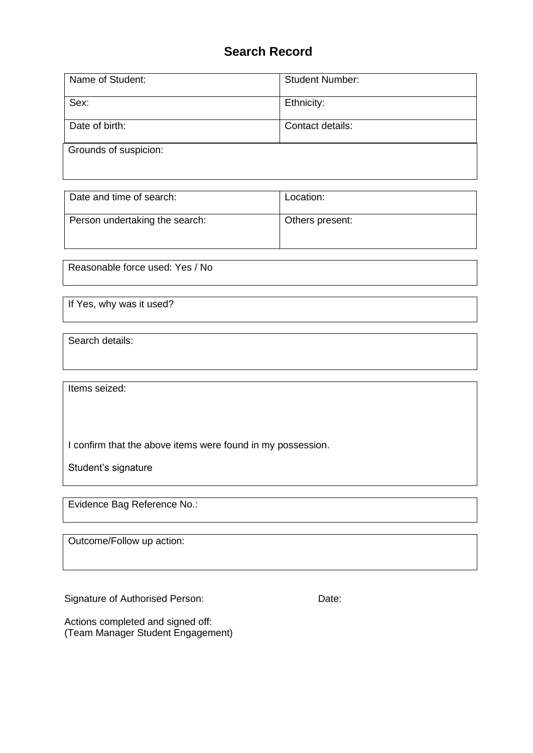# Search Record

| Name of Student: | Student Number: |
|---|---|
| Sex: | Ethnicity: |
| Date of birth: | Contact details: |

| Grounds of suspicion: |
|---|

| Date and time of search: | Location: |
|---|---|
| Person undertaking the search: | Others present: |

| Reasonable force used: Yes / No |
|---|

| If Yes, why was it used? |
|---|

| Search details: |
|---|

| Items seized:<br><br><br>I confirm that the above items were found in my possession.<br><br>Student's signature |
|---|

| Evidence Bag Reference No.: |
|---|

| Outcome/Follow up action: |
|---|

Signature of Authorised Person: Date:

Actions completed and signed off:
(Team Manager Student Engagement)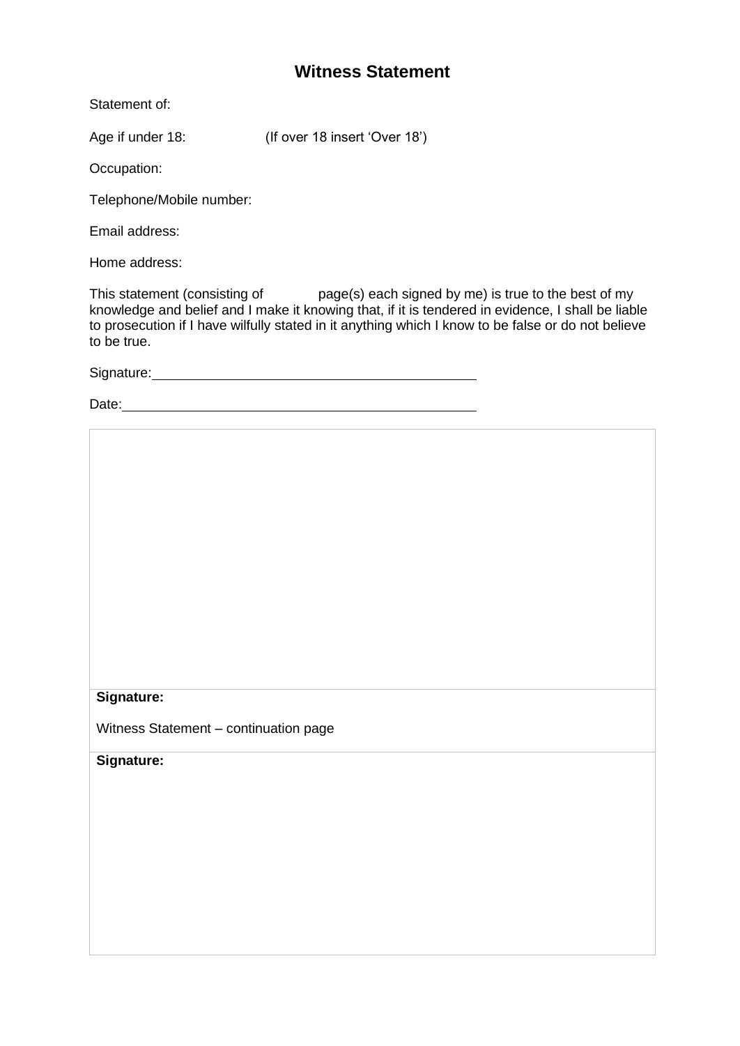# Witness Statement

Statement of:

Age if under 18: (If over 18 insert 'Over 18')

Occupation:

Telephone/Mobile number:

Email address:

Home address:

This statement (consisting of page(s) each signed by me) is true to the best of my knowledge and belief and I make it knowing that, if it is tendered in evidence, I shall be liable to prosecution if I have wilfully stated in it anything which I know to be false or do not believe to be true.

Signature: \_\_\_\_\_\_\_\_\_\_\_\_\_\_\_\_\_\_\_\_\_\_\_\_\_\_\_\_\_\_\_\_\_\_\_\_\_\_\_\_

Date: \_\_\_\_\_\_\_\_\_\_\_\_\_\_\_\_\_\_\_\_\_\_\_\_\_\_\_\_\_\_\_\_\_\_\_\_\_\_\_\_\_\_\_\_

| |
|---|
| |
| **Signature:**<br><br>Witness Statement – continuation page |
| **Signature:** |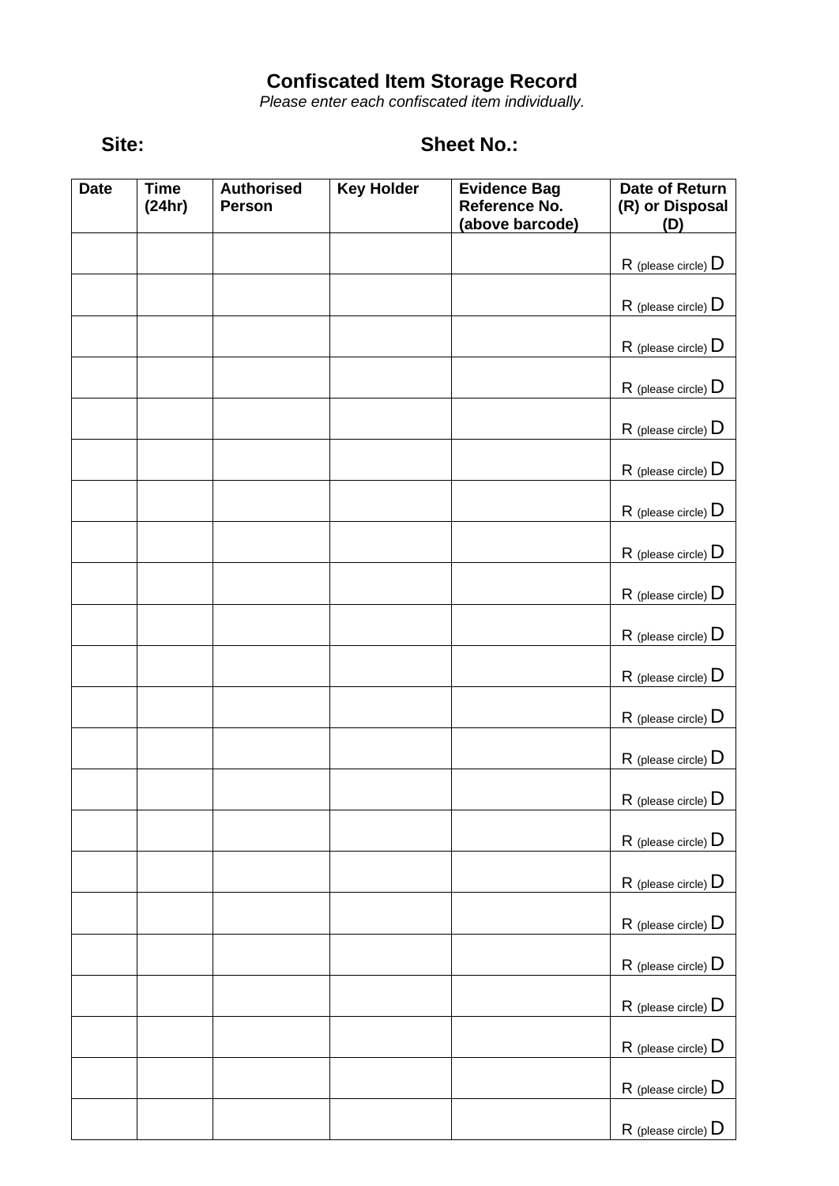# Confiscated Item Storage Record

*Please enter each confiscated item individually.*

**Site:** **Sheet No.:**

| Date | Time (24hr) | Authorised Person | Key Holder | Evidence Bag Reference No. (above barcode) | Date of Return (R) or Disposal (D) |
|---|---|---|---|---|---|
| | | | | | R (please circle) D |
| | | | | | R (please circle) D |
| | | | | | R (please circle) D |
| | | | | | R (please circle) D |
| | | | | | R (please circle) D |
| | | | | | R (please circle) D |
| | | | | | R (please circle) D |
| | | | | | R (please circle) D |
| | | | | | R (please circle) D |
| | | | | | R (please circle) D |
| | | | | | R (please circle) D |
| | | | | | R (please circle) D |
| | | | | | R (please circle) D |
| | | | | | R (please circle) D |
| | | | | | R (please circle) D |
| | | | | | R (please circle) D |
| | | | | | R (please circle) D |
| | | | | | R (please circle) D |
| | | | | | R (please circle) D |
| | | | | | R (please circle) D |
| | | | | | R (please circle) D |
| | | | | | R (please circle) D |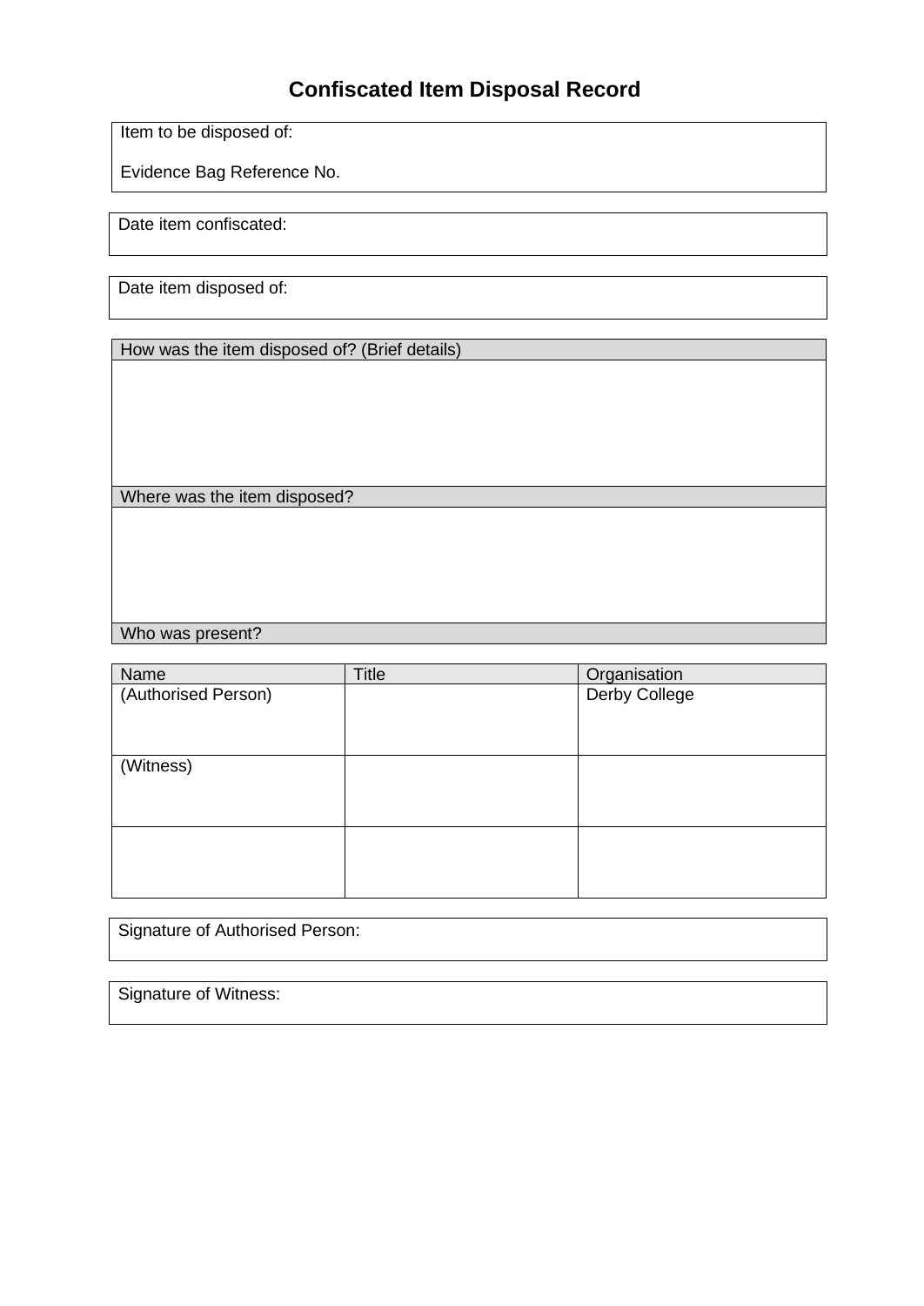# Confiscated Item Disposal Record

| |
|---|
| Item to be disposed of:<br><br>Evidence Bag Reference No. |

| |
|---|
| Date item confiscated: |

| |
|---|
| Date item disposed of: |

| How was the item disposed of? (Brief details) |
|---|
| |
| **Where was the item disposed?** |
| |
| **Who was present?** |

| Name | Title | Organisation |
|---|---|---|
| (Authorised Person) | | Derby College |
| (Witness) | | |
| | | |

| |
|---|
| Signature of Authorised Person: |

| |
|---|
| Signature of Witness: |